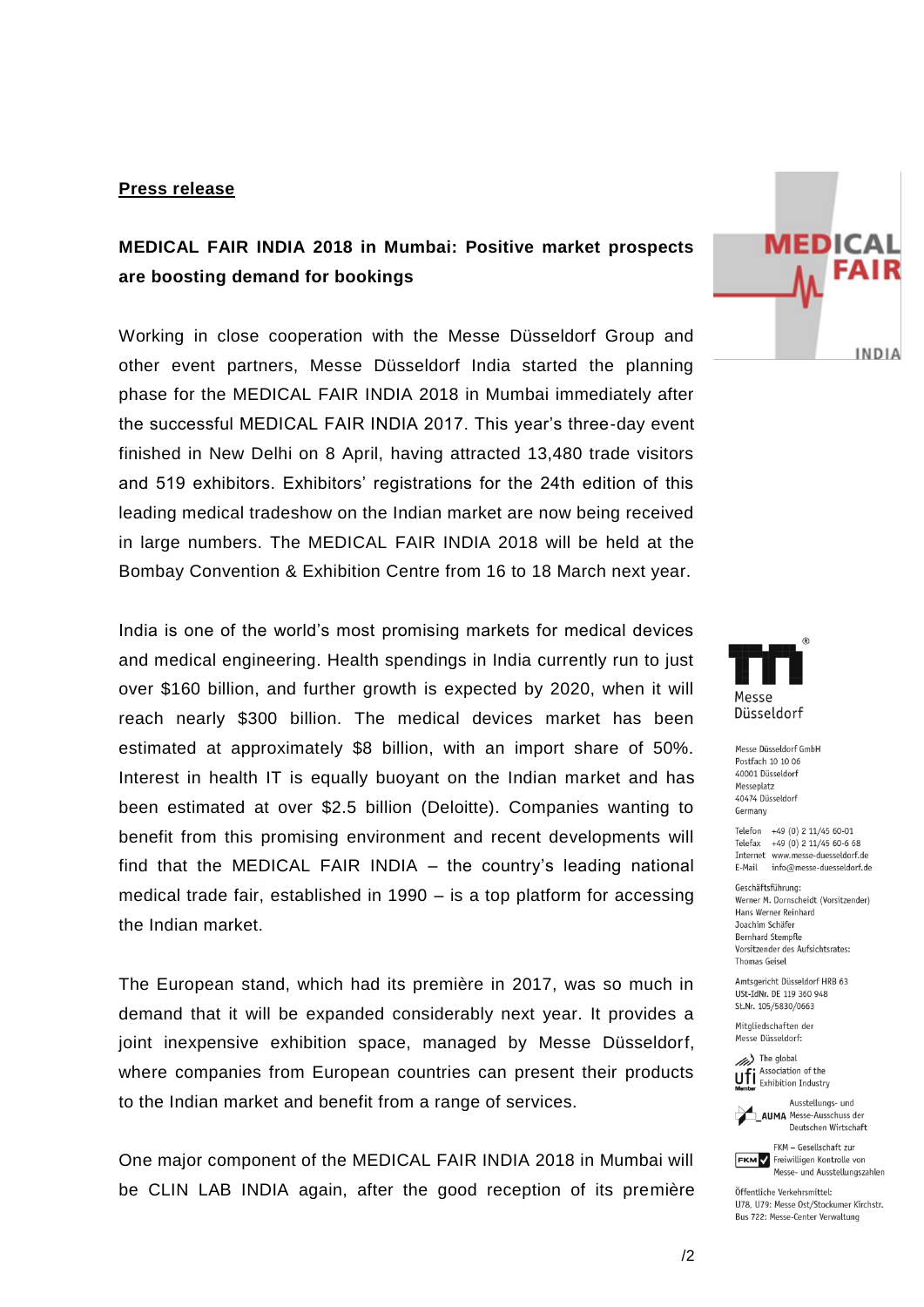**Press release**

**MEDICAL FAIR INDIA 2018 in Mumbai: Positive market prospects are boosting demand for bookings**

Working in close cooperation with the Messe Düsseldorf Group and other event partners, Messe Düsseldorf India started the planning phase for the MEDICAL FAIR INDIA 2018 in Mumbai immediately after the successful MEDICAL FAIR INDIA 2017. This year's three-day event finished in New Delhi on 8 April, having attracted 13,480 trade visitors and 519 exhibitors. Exhibitors' registrations for the 24th edition of this leading medical tradeshow on the Indian market are now being received in large numbers. The MEDICAL FAIR INDIA 2018 will be held at the Bombay Convention & Exhibition Centre from 16 to 18 March next year.

India is one of the world's most promising markets for medical devices and medical engineering. Health spendings in India currently run to just over $160 billion, and further growth is expected by 2020, when it will reach nearly $300 billion. The medical devices market has been estimated at approximately $8 billion, with an import share of 50%. Interest in health IT is equally buoyant on the Indian market and has been estimated at over $2.5 billion (Deloitte). Companies wanting to benefit from this promising environment and recent developments will find that the MEDICAL FAIR INDIA – the country's leading national medical trade fair, established in 1990 – is a top platform for accessing the Indian market.

The European stand, which had its première in 2017, was so much in demand that it will be expanded considerably next year. It provides a joint inexpensive exhibition space, managed by Messe Düsseldorf, where companies from European countries can present their products to the Indian market and benefit from a range of services.

One major component of the MEDICAL FAIR INDIA 2018 in Mumbai will be CLIN LAB INDIA again, after the good reception of its première

Messe Düsseldorf GmbH
Postfach 10 10 06
40001 Düsseldorf
Messeplatz
40474 Düsseldorf
Germany

Telefon +49 (0) 2 11/45 60-01
Telefax +49 (0) 2 11/45 60-6 68
Internet www.messe-duesseldorf.de
E-Mail info@messe-duesseldorf.de

Geschäftsführung:
Werner M. Dornscheidt (Vorsitzender)
Hans Werner Reinhard
Joachim Schäfer
Bernhard Stempfle
Vorsitzender des Aufsichtsrates:
Thomas Geisel

Amtsgericht Düsseldorf HRB 63
USt-IdNr. DE 119 360 948
St.Nr. 105/5830/0663

Mitgliedschaften der
Messe Düsseldorf:

The global Association of the Exhibition Industry

Ausstellungs- und Messe-Ausschuss der Deutschen Wirtschaft

FKM – Gesellschaft zur Freiwilligen Kontrolle von Messe- und Ausstellungszahlen

Öffentliche Verkehrsmittel:
U78, U79: Messe Ost/Stockumer Kirchstr.
Bus 722: Messe-Center Verwaltung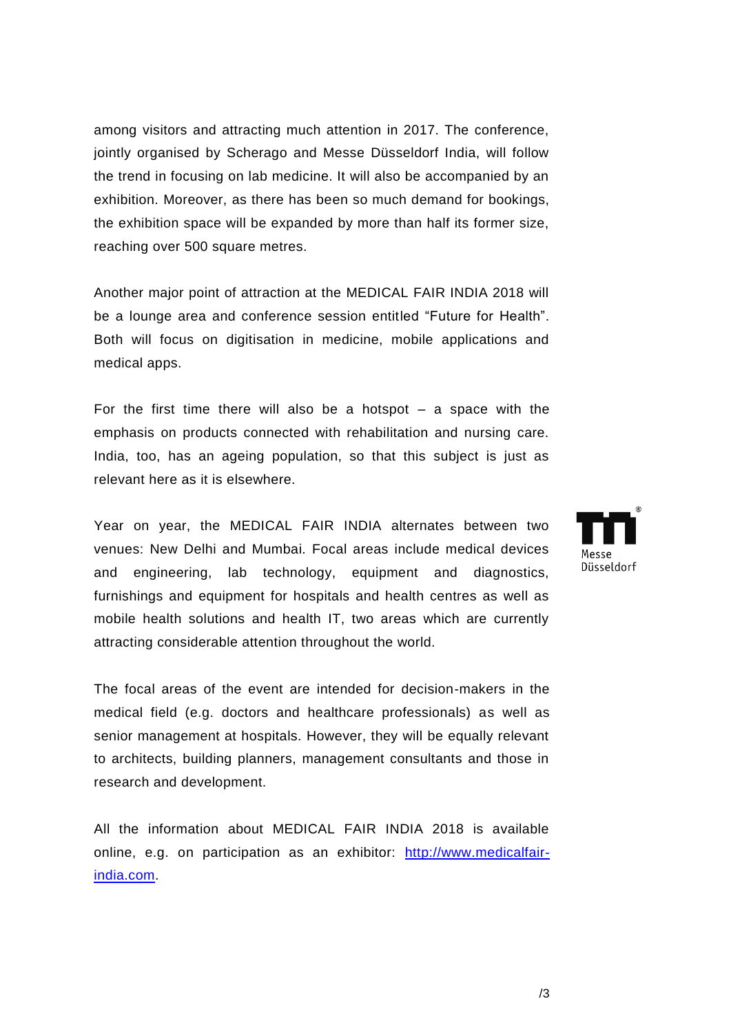among visitors and attracting much attention in 2017. The conference, jointly organised by Scherago and Messe Düsseldorf India, will follow the trend in focusing on lab medicine. It will also be accompanied by an exhibition. Moreover, as there has been so much demand for bookings, the exhibition space will be expanded by more than half its former size, reaching over 500 square metres.

Another major point of attraction at the MEDICAL FAIR INDIA 2018 will be a lounge area and conference session entitled "Future for Health". Both will focus on digitisation in medicine, mobile applications and medical apps.

For the first time there will also be a hotspot – a space with the emphasis on products connected with rehabilitation and nursing care. India, too, has an ageing population, so that this subject is just as relevant here as it is elsewhere.

Year on year, the MEDICAL FAIR INDIA alternates between two venues: New Delhi and Mumbai. Focal areas include medical devices and engineering, lab technology, equipment and diagnostics, furnishings and equipment for hospitals and health centres as well as mobile health solutions and health IT, two areas which are currently attracting considerable attention throughout the world.

The focal areas of the event are intended for decision-makers in the medical field (e.g. doctors and healthcare professionals) as well as senior management at hospitals. However, they will be equally relevant to architects, building planners, management consultants and those in research and development.

All the information about MEDICAL FAIR INDIA 2018 is available online, e.g. on participation as an exhibitor: [http://www.medicalfair-india.com](http://www.medicalfair-india.com).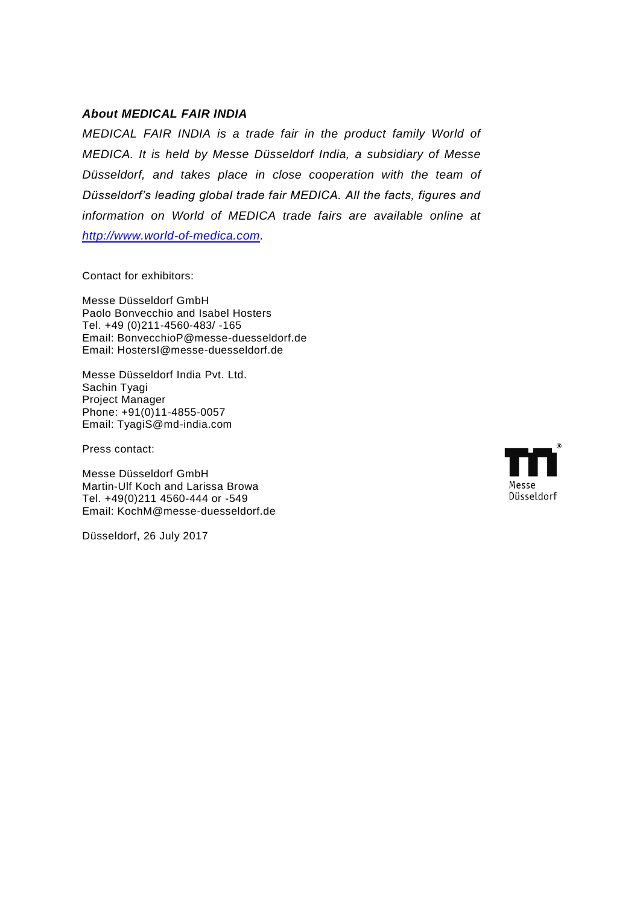***About MEDICAL FAIR INDIA***

*MEDICAL FAIR INDIA is a trade fair in the product family World of MEDICA. It is held by Messe Düsseldorf India, a subsidiary of Messe Düsseldorf, and takes place in close cooperation with the team of Düsseldorf's leading global trade fair MEDICA. All the facts, figures and information on World of MEDICA trade fairs are available online at [http://www.world-of-medica.com](http://www.world-of-medica.com).*

Contact for exhibitors:

Messe Düsseldorf GmbH
Paolo Bonvecchio and Isabel Hosters
Tel. +49 (0)211-4560-483/ -165
Email: BonvecchioP@messe-duesseldorf.de
Email: HostersI@messe-duesseldorf.de

Messe Düsseldorf India Pvt. Ltd.
Sachin Tyagi
Project Manager
Phone: +91(0)11-4855-0057
Email: TyagiS@md-india.com

Press contact:

Messe Düsseldorf GmbH
Martin-Ulf Koch and Larissa Browa
Tel. +49(0)211 4560-444 or -549
Email: KochM@messe-duesseldorf.de

Düsseldorf, 26 July 2017